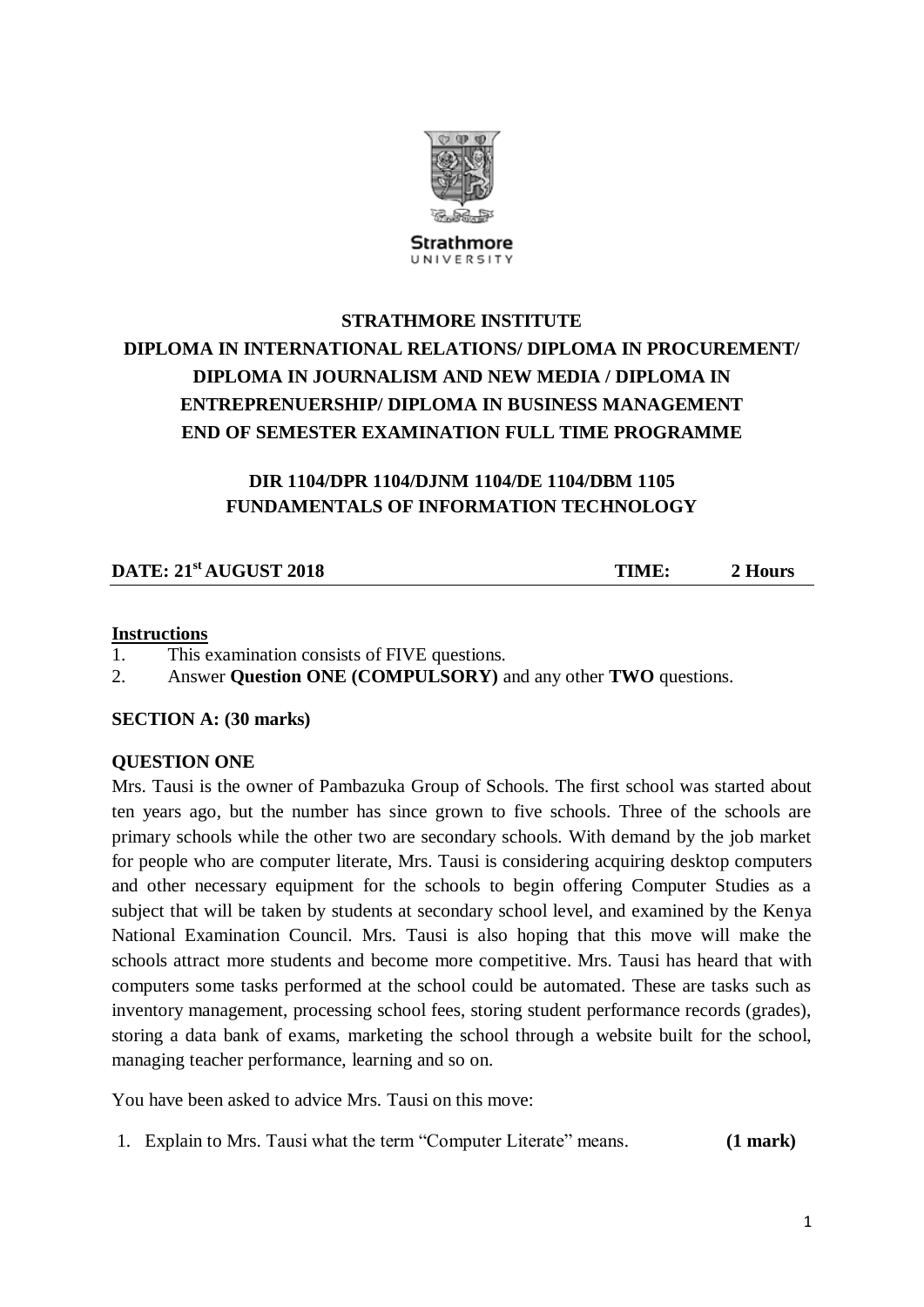Strathmore UNIVERSITY

# STRATHMORE INSTITUTE

## DIPLOMA IN INTERNATIONAL RELATIONS/ DIPLOMA IN PROCUREMENT/ DIPLOMA IN JOURNALISM AND NEW MEDIA / DIPLOMA IN ENTREPRENUERSHIP/ DIPLOMA IN BUSINESS MANAGEMENT END OF SEMESTER EXAMINATION FULL TIME PROGRAMME

### DIR 1104/DPR 1104/DJNM 1104/DE 1104/DBM 1105 FUNDAMENTALS OF INFORMATION TECHNOLOGY

**DATE: 21st AUGUST 2018** **TIME: 2 Hours**

---

**Instructions**

1. This examination consists of FIVE questions.
2. Answer **Question ONE (COMPULSORY)** and any other **TWO** questions.

**SECTION A: (30 marks)**

**QUESTION ONE**

Mrs. Tausi is the owner of Pambazuka Group of Schools. The first school was started about ten years ago, but the number has since grown to five schools. Three of the schools are primary schools while the other two are secondary schools. With demand by the job market for people who are computer literate, Mrs. Tausi is considering acquiring desktop computers and other necessary equipment for the schools to begin offering Computer Studies as a subject that will be taken by students at secondary school level, and examined by the Kenya National Examination Council. Mrs. Tausi is also hoping that this move will make the schools attract more students and become more competitive. Mrs. Tausi has heard that with computers some tasks performed at the school could be automated. These are tasks such as inventory management, processing school fees, storing student performance records (grades), storing a data bank of exams, marketing the school through a website built for the school, managing teacher performance, learning and so on.

You have been asked to advice Mrs. Tausi on this move:

1. Explain to Mrs. Tausi what the term "Computer Literate" means. **(1 mark)**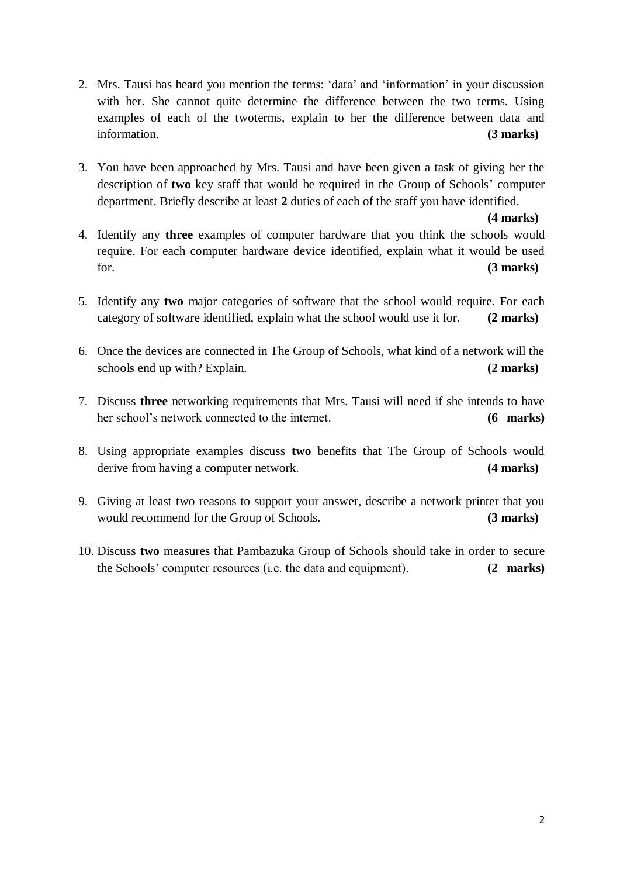2. Mrs. Tausi has heard you mention the terms: 'data' and 'information' in your discussion with her. She cannot quite determine the difference between the two terms. Using examples of each of the twoterms, explain to her the difference between data and information. **(3 marks)**

3. You have been approached by Mrs. Tausi and have been given a task of giving her the description of **two** key staff that would be required in the Group of Schools' computer department. Briefly describe at least **2** duties of each of the staff you have identified. **(4 marks)**

4. Identify any **three** examples of computer hardware that you think the schools would require. For each computer hardware device identified, explain what it would be used for. **(3 marks)**

5. Identify any **two** major categories of software that the school would require. For each category of software identified, explain what the school would use it for. **(2 marks)**

6. Once the devices are connected in The Group of Schools, what kind of a network will the schools end up with? Explain. **(2 marks)**

7. Discuss **three** networking requirements that Mrs. Tausi will need if she intends to have her school's network connected to the internet. **(6 marks)**

8. Using appropriate examples discuss **two** benefits that The Group of Schools would derive from having a computer network. **(4 marks)**

9. Giving at least two reasons to support your answer, describe a network printer that you would recommend for the Group of Schools. **(3 marks)**

10. Discuss **two** measures that Pambazuka Group of Schools should take in order to secure the Schools' computer resources (i.e. the data and equipment). **(2 marks)**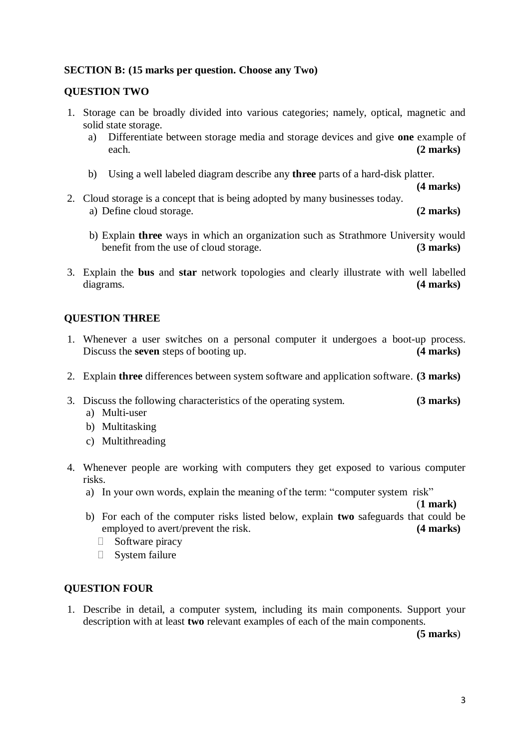**SECTION B: (15 marks per question. Choose any Two)**

**QUESTION TWO**

1. Storage can be broadly divided into various categories; namely, optical, magnetic and solid state storage.
   a) Differentiate between storage media and storage devices and give **one** example of each. **(2 marks)**

   b) Using a well labeled diagram describe any **three** parts of a hard-disk platter. **(4 marks)**

2. Cloud storage is a concept that is being adopted by many businesses today.
   a) Define cloud storage. **(2 marks)**

   b) Explain **three** ways in which an organization such as Strathmore University would benefit from the use of cloud storage. **(3 marks)**

3. Explain the **bus** and **star** network topologies and clearly illustrate with well labelled diagrams. **(4 marks)**

**QUESTION THREE**

1. Whenever a user switches on a personal computer it undergoes a boot-up process. Discuss the **seven** steps of booting up. **(4 marks)**

2. Explain **three** differences between system software and application software. **(3 marks)**

3. Discuss the following characteristics of the operating system. **(3 marks)**
   a) Multi-user
   b) Multitasking
   c) Multithreading

4. Whenever people are working with computers they get exposed to various computer risks.
   a) In your own words, explain the meaning of the term: "computer system risk" (**1 mark)**
   b) For each of the computer risks listed below, explain **two** safeguards that could be employed to avert/prevent the risk. **(4 marks)**
      - Software piracy
      - System failure

**QUESTION FOUR**

1. Describe in detail, a computer system, including its main components. Support your description with at least **two** relevant examples of each of the main components. **(5 marks**)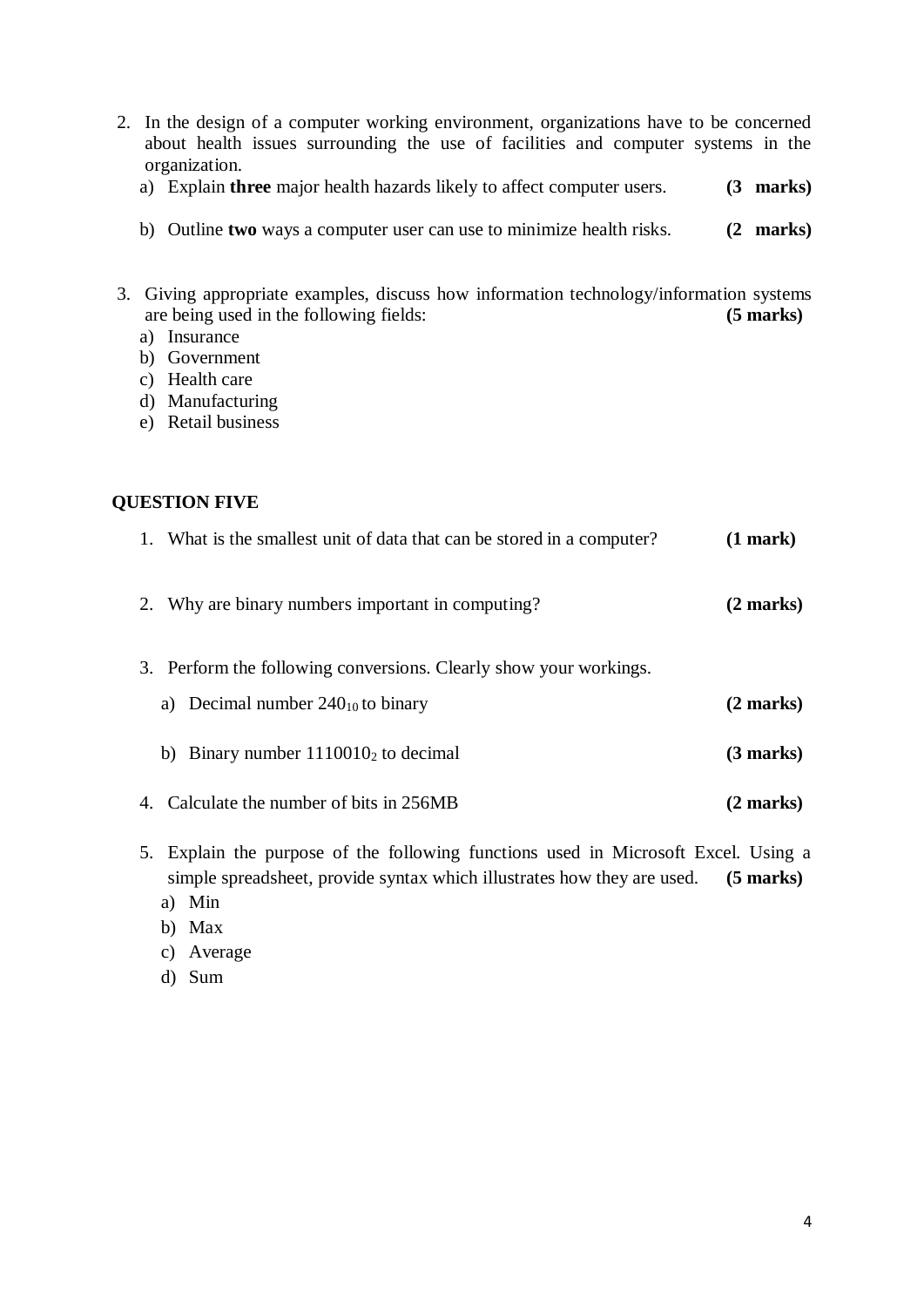2. In the design of a computer working environment, organizations have to be concerned about health issues surrounding the use of facilities and computer systems in the organization.
   a) Explain **three** major health hazards likely to affect computer users. **(3 marks)**

   b) Outline **two** ways a computer user can use to minimize health risks. **(2 marks)**

3. Giving appropriate examples, discuss how information technology/information systems are being used in the following fields: **(5 marks)**
   a) Insurance
   b) Government
   c) Health care
   d) Manufacturing
   e) Retail business

**QUESTION FIVE**

1. What is the smallest unit of data that can be stored in a computer? **(1 mark)**

2. Why are binary numbers important in computing? **(2 marks)**

3. Perform the following conversions. Clearly show your workings.

   a) Decimal number $240_{10}$ to binary **(2 marks)**

   b) Binary number $1110010_{2}$ to decimal **(3 marks)**

4. Calculate the number of bits in 256MB **(2 marks)**

5. Explain the purpose of the following functions used in Microsoft Excel. Using a simple spreadsheet, provide syntax which illustrates how they are used. **(5 marks)**
   a) Min
   b) Max
   c) Average
   d) Sum